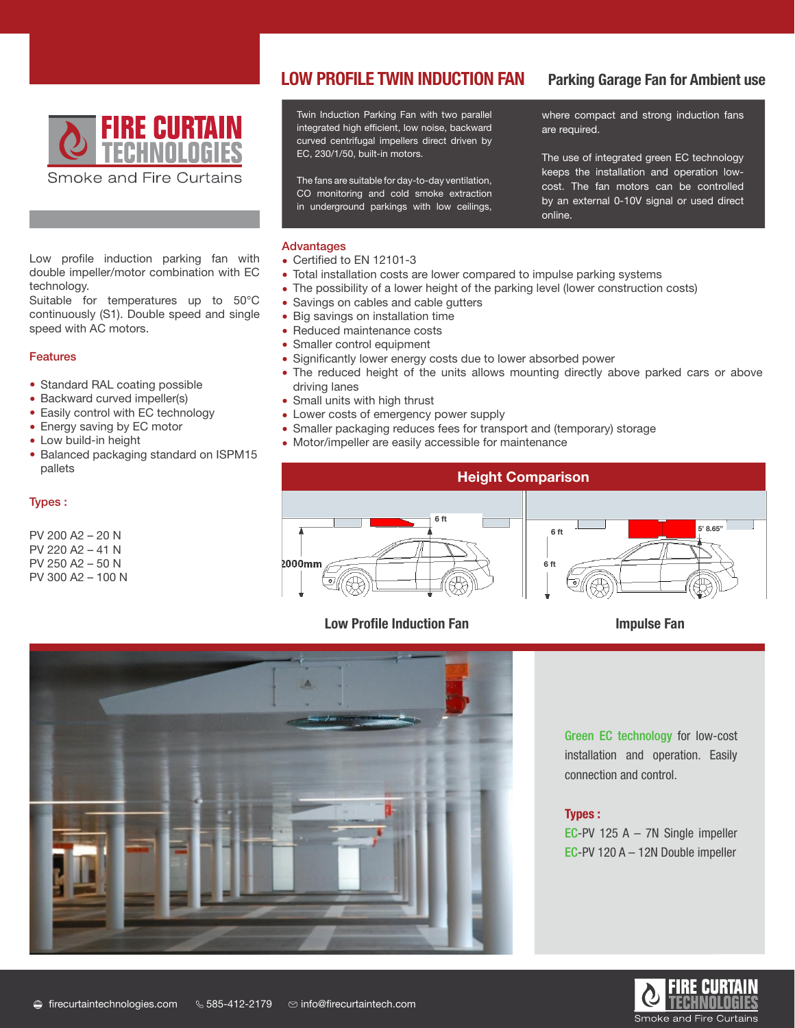# FIRE CURTAIN TECHNOLOGIES

Smoke and Fire Curtains

## LOW PROFILE TWIN INDUCTION FAN

### Parking Garage Fan for Ambient use

Twin Induction Parking Fan with two parallel integrated high efficient, low noise, backward curved centrifugal impellers direct driven by EC, 230/1/50, built-in motors.

The fans are suitable for day-to-day ventilation, CO monitoring and cold smoke extraction in underground parkings with low ceilings, where compact and strong induction fans are required.

The use of integrated green EC technology keeps the installation and operation low-cost. The fan motors can be controlled by an external 0-10V signal or used direct online.

Low profile induction parking fan with double impeller/motor combination with EC technology.
Suitable for temperatures up to 50°C continuously (S1). Double speed and single speed with AC motors.

### Features

- Standard RAL coating possible
- Backward curved impeller(s)
- Easily control with EC technology
- Energy saving by EC motor
- Low build-in height
- Balanced packaging standard on ISPM15 pallets

### Types :

PV 200 A2 – 20 N
PV 220 A2 – 41 N
PV 250 A2 – 50 N
PV 300 A2 – 100 N

### Advantages

- Certified to EN 12101-3
- Total installation costs are lower compared to impulse parking systems
- The possibility of a lower height of the parking level (lower construction costs)
- Savings on cables and cable gutters
- Big savings on installation time
- Reduced maintenance costs
- Smaller control equipment
- Significantly lower energy costs due to lower absorbed power
- The reduced height of the units allows mounting directly above parked cars or above driving lanes
- Small units with high thrust
- Lower costs of emergency power supply
- Smaller packaging reduces fees for transport and (temporary) storage
- Motor/impeller are easily accessible for maintenance

### Height Comparison

6 ft | 2000mm | 6 ft | 6 ft | 5' 8.65"

Low Profile Induction Fan

Impulse Fan

Green EC technology for low-cost installation and operation. Easily connection and control.

### Types :

EC-PV 125 A – 7N Single impeller
EC-PV 120 A – 12N Double impeller

firecurtaintechnologies.com | 585-412-2179 | info@firecurtaintech.com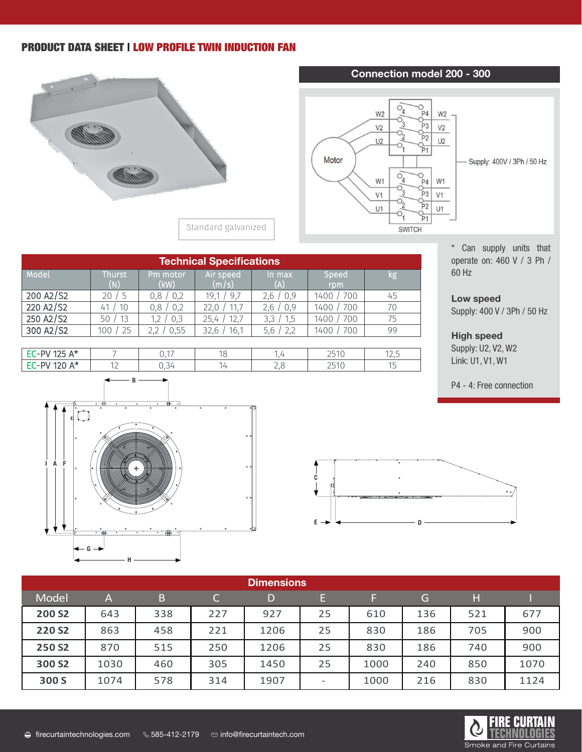## PRODUCT DATA SHEET | LOW PROFILE TWIN INDUCTION FAN

Standard galvanized

### Connection model 200 - 300

Motor

W2 V2 U2

W1 V1 U1

4 3 2 1

P4 P3 P2 P1

SWITCH

Supply: 400V / 3Ph / 50 Hz

### Technical Specifications

| Model | Thurst (N) | Pm motor (kW) | Air speed (m/s) | In max (A) | Speed rpm | kg |
|---|---|---|---|---|---|---|
| 200 A2/S2 | 20 / 5 | 0,8 / 0,2 | 19,1 / 9,7 | 2,6 / 0,9 | 1400 / 700 | 45 |
| 220 A2/S2 | 41 / 10 | 0,8 / 0,2 | 22,0 / 11,7 | 2,6 / 0,9 | 1400 / 700 | 70 |
| 250 A2/S2 | 50 / 13 | 1,2 / 0,3 | 25,4 / 12,7 | 3,3 / 1,5 | 1400 / 700 | 75 |
| 300 A2/S2 | 100 / 25 | 2,2 / 0,55 | 32,6 / 16,1 | 5,6 / 2,2 | 1400 / 700 | 99 |
| EC-PV 125 A* | 7 | 0,17 | 18 | 1,4 | 2510 | 12,5 |
| EC-PV 120 A* | 12 | 0,34 | 14 | 2,8 | 2510 | 15 |

\* Can supply units that operate on: 460 V / 3 Ph / 60 Hz

**Low speed**
Supply: 400 V / 3Ph / 50 Hz

**High speed**
Supply: U2, V2, W2
Link: U1, V1, W1

P4 - 4: Free connection

B

I A F

G

H

C

E D

### Dimensions

| Model | A | B | C | D | E | F | G | H | I |
|---|---|---|---|---|---|---|---|---|---|
| **200 S2** | 643 | 338 | 227 | 927 | 25 | 610 | 136 | 521 | 677 |
| **220 S2** | 863 | 458 | 221 | 1206 | 25 | 830 | 186 | 705 | 900 |
| **250 S2** | 870 | 515 | 250 | 1206 | 25 | 830 | 186 | 740 | 900 |
| **300 S2** | 1030 | 460 | 305 | 1450 | 25 | 1000 | 240 | 850 | 1070 |
| **300 S** | 1074 | 578 | 314 | 1907 | - | 1000 | 216 | 830 | 1124 |

firecurtaintechnologies.com   585-412-2179   info@firecurtaintech.com

FIRE CURTAIN TECHNOLOGIES
Smoke and Fire Curtains